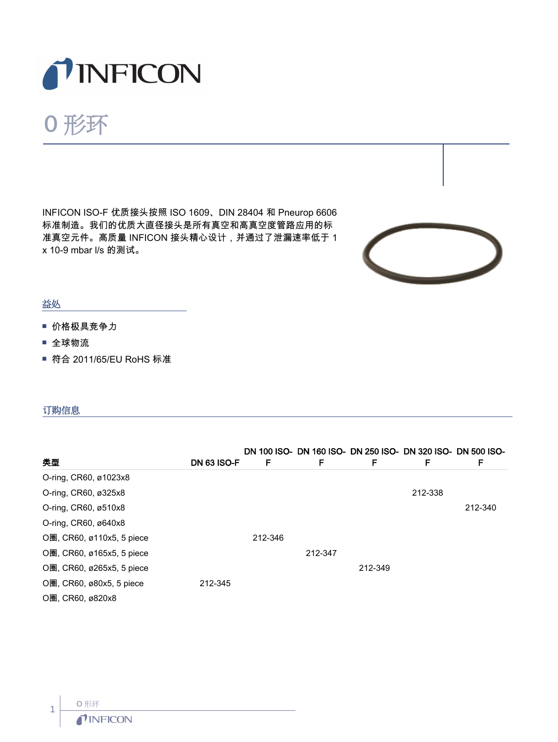# O 形环

INFICON ISO-F 优质接头按照 ISO 1609、DIN 28404 和 Pneurop 6606 标准制造。我们的优质大直径接头是所有真空和高真空度管路应用的标准真空元件。高质量 INFICON 接头精心设计，并通过了泄漏速率低于 1 x 10-9 mbar l/s 的测试。

## 益处

- 价格极具竞争力
- 全球物流
- 符合 2011/65/EU RoHS 标准

## 订购信息

| 类型 | DN 63 ISO-F | DN 100 ISO-F | DN 160 ISO-F | DN 250 ISO-F | DN 320 ISO-F | DN 500 ISO-F |
|---|---|---|---|---|---|---|
| O-ring, CR60, ø1023x8 | | | | | | |
| O-ring, CR60, ø325x8 | | | | | 212-338 | |
| O-ring, CR60, ø510x8 | | | | | | 212-340 |
| O-ring, CR60, ø640x8 | | | | | | |
| O圈, CR60, ø110x5, 5 piece | | 212-346 | | | | |
| O圈, CR60, ø165x5, 5 piece | | | 212-347 | | | |
| O圈, CR60, ø265x5, 5 piece | | | | 212-349 | | |
| O圈, CR60, ø80x5, 5 piece | 212-345 | | | | | |
| O圈, CR60, ø820x8 | | | | | | |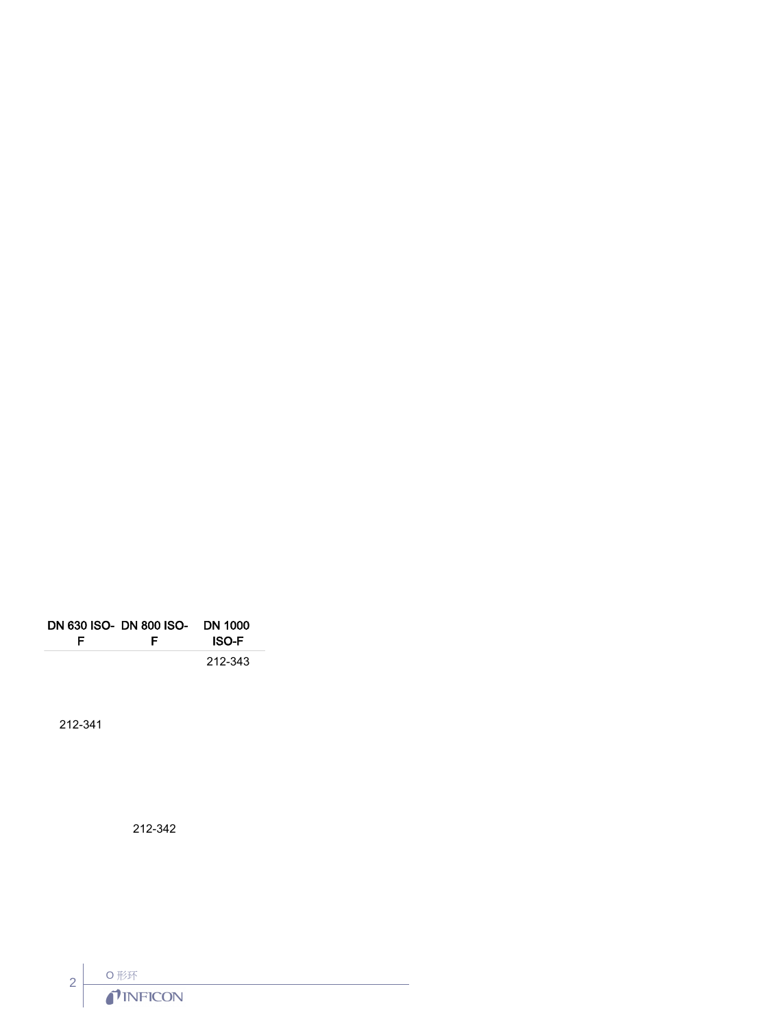| DN 630 ISO-F | DN 800 ISO-F | DN 1000 ISO-F |
| --- | --- | --- |
| | | 212-343 |
| 212-341 | | |
| | 212-342 | |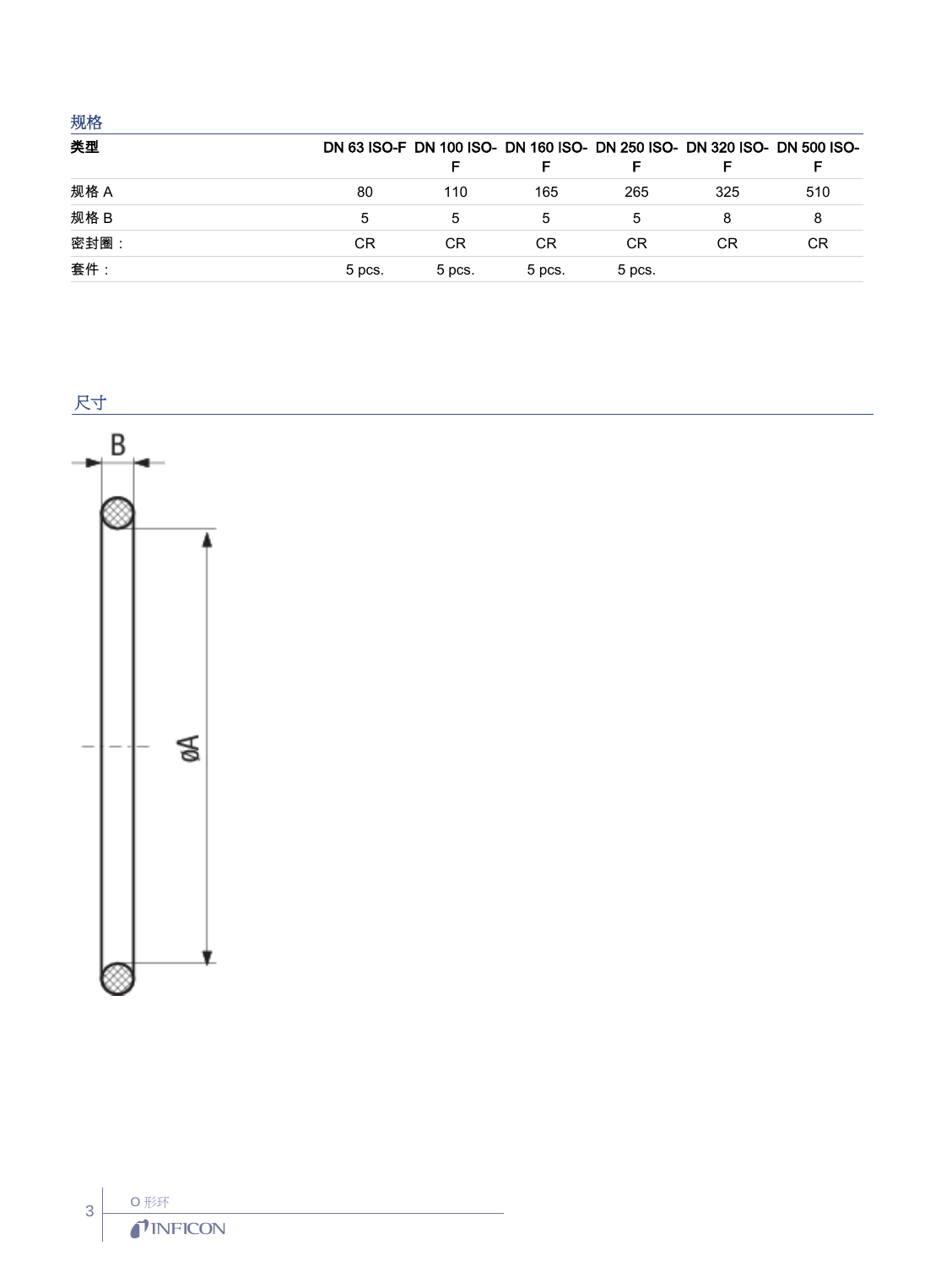## 规格

| 类型 | DN 63 ISO-F | DN 100 ISO-F | DN 160 ISO-F | DN 250 ISO-F | DN 320 ISO-F | DN 500 ISO-F |
|---|---|---|---|---|---|---|
| 规格 A | 80 | 110 | 165 | 265 | 325 | 510 |
| 规格 B | 5 | 5 | 5 | 5 | 8 | 8 |
| 密封圈： | CR | CR | CR | CR | CR | CR |
| 套件： | 5 pcs. | 5 pcs. | 5 pcs. | 5 pcs. | | |

## 尺寸

B

ØA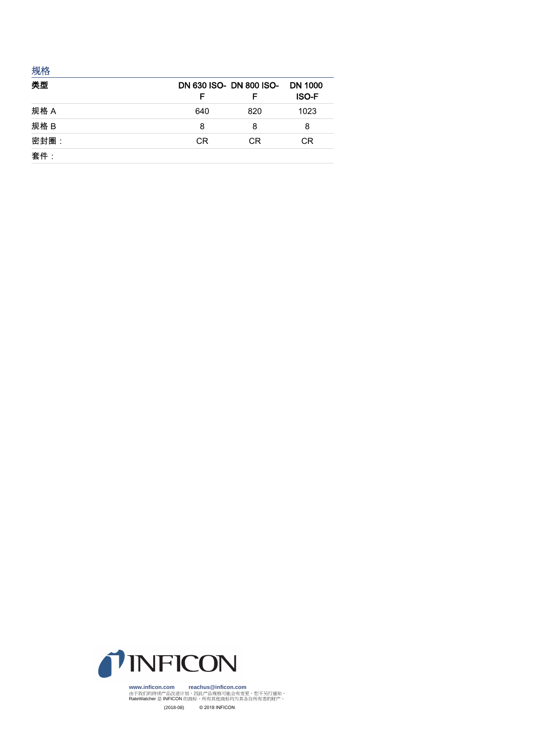## 规格

| 类型 | DN 630 ISO-F | DN 800 ISO-F | DN 1000 ISO-F |
|---|---|---|---|
| 规格 A | 640 | 820 | 1023 |
| 规格 B | 8 | 8 | 8 |
| 密封圈： | CR | CR | CR |
| 套件： | | | |

INFICON

**www.inficon.com** **reachus@inficon.com**

由于我们的持续产品改进计划，因此产品规格可能会有变更，恕不另行通知。
RateWatcher 是 INFICON 的商标。所有其他商标均为其各自所有者的财产。

(2018-08) © 2018 INFICON